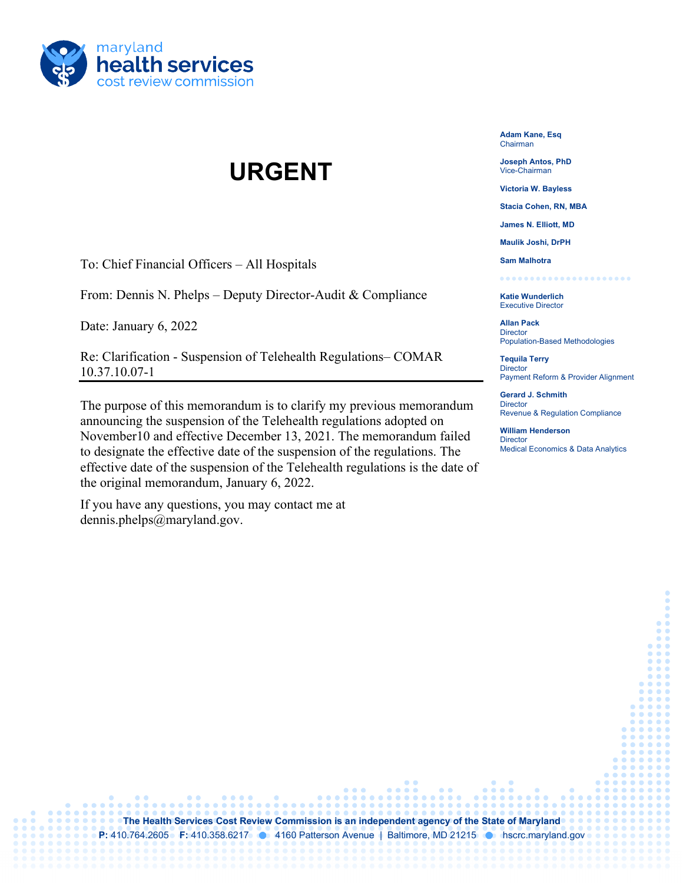maryland
**health services**
cost review commission

**Adam Kane, Esq**
Chairman

**Joseph Antos, PhD**
Vice-Chairman

**Victoria W. Bayless**

**Stacia Cohen, RN, MBA**

**James N. Elliott, MD**

**Maulik Joshi, DrPH**

**Sam Malhotra**

**Katie Wunderlich**
Executive Director

**Allan Pack**
Director
Population-Based Methodologies

**Tequila Terry**
Director
Payment Reform & Provider Alignment

**Gerard J. Schmith**
Director
Revenue & Regulation Compliance

**William Henderson**
Director
Medical Economics & Data Analytics

# URGENT

To: Chief Financial Officers – All Hospitals

From: Dennis N. Phelps – Deputy Director-Audit & Compliance

Date: January 6, 2022

Re: Clarification - Suspension of Telehealth Regulations– COMAR 10.37.10.07-1

---

The purpose of this memorandum is to clarify my previous memorandum announcing the suspension of the Telehealth regulations adopted on November10 and effective December 13, 2021. The memorandum failed to designate the effective date of the suspension of the regulations. The effective date of the suspension of the Telehealth regulations is the date of the original memorandum, January 6, 2022.

If you have any questions, you may contact me at dennis.phelps@maryland.gov.

**The Health Services Cost Review Commission is an independent agency of the State of Maryland**
**P:** 410.764.2605 **F:** 410.358.6217 • 4160 Patterson Avenue | Baltimore, MD 21215 • hscrc.maryland.gov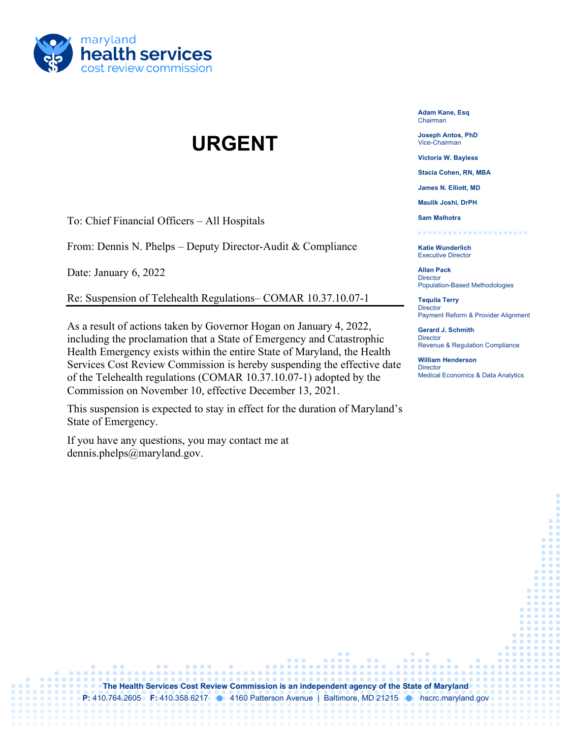maryland
health services
cost review commission

# URGENT

To: Chief Financial Officers – All Hospitals

From: Dennis N. Phelps – Deputy Director-Audit & Compliance

Date: January 6, 2022

Re: Suspension of Telehealth Regulations– COMAR 10.37.10.07-1

As a result of actions taken by Governor Hogan on January 4, 2022, including the proclamation that a State of Emergency and Catastrophic Health Emergency exists within the entire State of Maryland, the Health Services Cost Review Commission is hereby suspending the effective date of the Telehealth regulations (COMAR 10.37.10.07-1) adopted by the Commission on November 10, effective December 13, 2021.

This suspension is expected to stay in effect for the duration of Maryland's State of Emergency.

If you have any questions, you may contact me at dennis.phelps@maryland.gov.

**Adam Kane, Esq**
Chairman

**Joseph Antos, PhD**
Vice-Chairman

**Victoria W. Bayless**

**Stacia Cohen, RN, MBA**

**James N. Elliott, MD**

**Maulik Joshi, DrPH**

**Sam Malhotra**

**Katie Wunderlich**
Executive Director

**Allan Pack**
Director
Population-Based Methodologies

**Tequila Terry**
Director
Payment Reform & Provider Alignment

**Gerard J. Schmith**
Director
Revenue & Regulation Compliance

**William Henderson**
Director
Medical Economics & Data Analytics

**The Health Services Cost Review Commission is an independent agency of the State of Maryland**
**P:** 410.764.2605 **F:** 410.358.6217 4160 Patterson Avenue | Baltimore, MD 21215 hscrc.maryland.gov